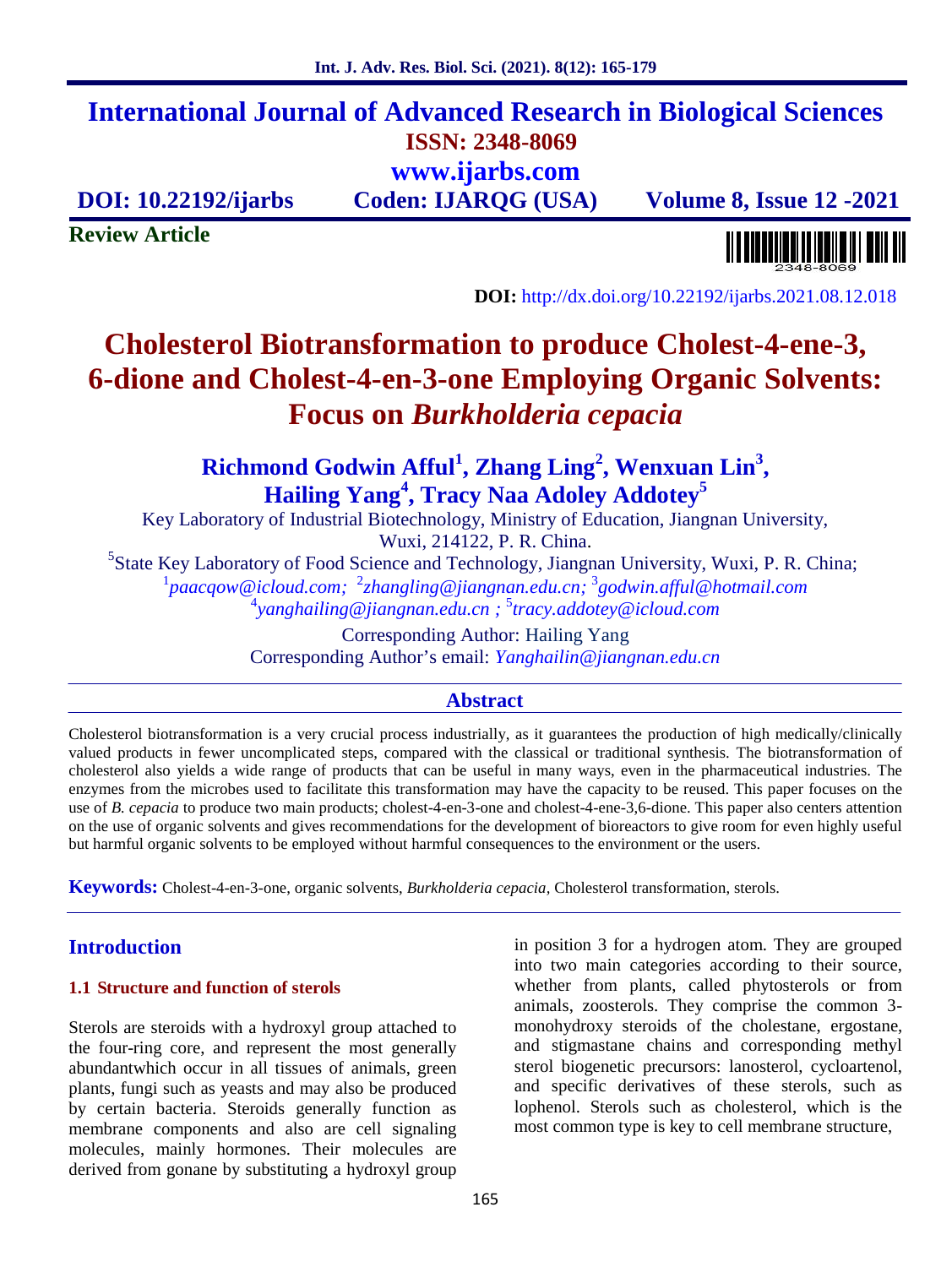# International Journal of Advanced Research in Biological Sciences

**ISSN: 2348-8069**

**www.ijarbs.com**

**DOI: 10.22192/ijarbs** **Coden: IJARQG (USA)** **Volume 8, Issue 12 -2021**

**Review Article**

**DOI:** http://dx.doi.org/10.22192/ijarbs.2021.08.12.018

# Cholesterol Biotransformation to produce Cholest-4-ene-3, 6-dione and Cholest-4-en-3-one Employing Organic Solvents: Focus on *Burkholderia cepacia*

**Richmond Godwin Afful[1], Zhang Ling[2], Wenxuan Lin[3], Hailing Yang[4], Tracy Naa Adoley Addotey[5]**

Key Laboratory of Industrial Biotechnology, Ministry of Education, Jiangnan University, Wuxi, 214122, P. R. China.

[5]State Key Laboratory of Food Science and Technology, Jiangnan University, Wuxi, P. R. China;

[1]*paacqow@icloud.com;* [2]*zhangling@jiangnan.edu.cn;* [3]*godwin.afful@hotmail.com*
[4]*yanghailing@jiangnan.edu.cn ;* [5]*tracy.addotey@icloud.com*

Corresponding Author: Hailing Yang

Corresponding Author's email: *Yanghailin@jiangnan.edu.cn*

## Abstract

Cholesterol biotransformation is a very crucial process industrially, as it guarantees the production of high medically/clinically valued products in fewer uncomplicated steps, compared with the classical or traditional synthesis. The biotransformation of cholesterol also yields a wide range of products that can be useful in many ways, even in the pharmaceutical industries. The enzymes from the microbes used to facilitate this transformation may have the capacity to be reused. This paper focuses on the use of *B. cepacia* to produce two main products; cholest-4-en-3-one and cholest-4-ene-3,6-dione. This paper also centers attention on the use of organic solvents and gives recommendations for the development of bioreactors to give room for even highly useful but harmful organic solvents to be employed without harmful consequences to the environment or the users.

**Keywords:** Cholest-4-en-3-one, organic solvents, *Burkholderia cepacia,* Cholesterol transformation, sterols.

## Introduction

### 1.1 Structure and function of sterols

Sterols are steroids with a hydroxyl group attached to the four-ring core, and represent the most generally abundantwhich occur in all tissues of animals, green plants, fungi such as yeasts and may also be produced by certain bacteria. Steroids generally function as membrane components and also are cell signaling molecules, mainly hormones. Their molecules are derived from gonane by substituting a hydroxyl group in position 3 for a hydrogen atom. They are grouped into two main categories according to their source, whether from plants, called phytosterols or from animals, zoosterols. They comprise the common 3-monohydroxy steroids of the cholestane, ergostane, and stigmastane chains and corresponding methyl sterol biogenetic precursors: lanosterol, cycloartenol, and specific derivatives of these sterols, such as lophenol. Sterols such as cholesterol, which is the most common type is key to cell membrane structure,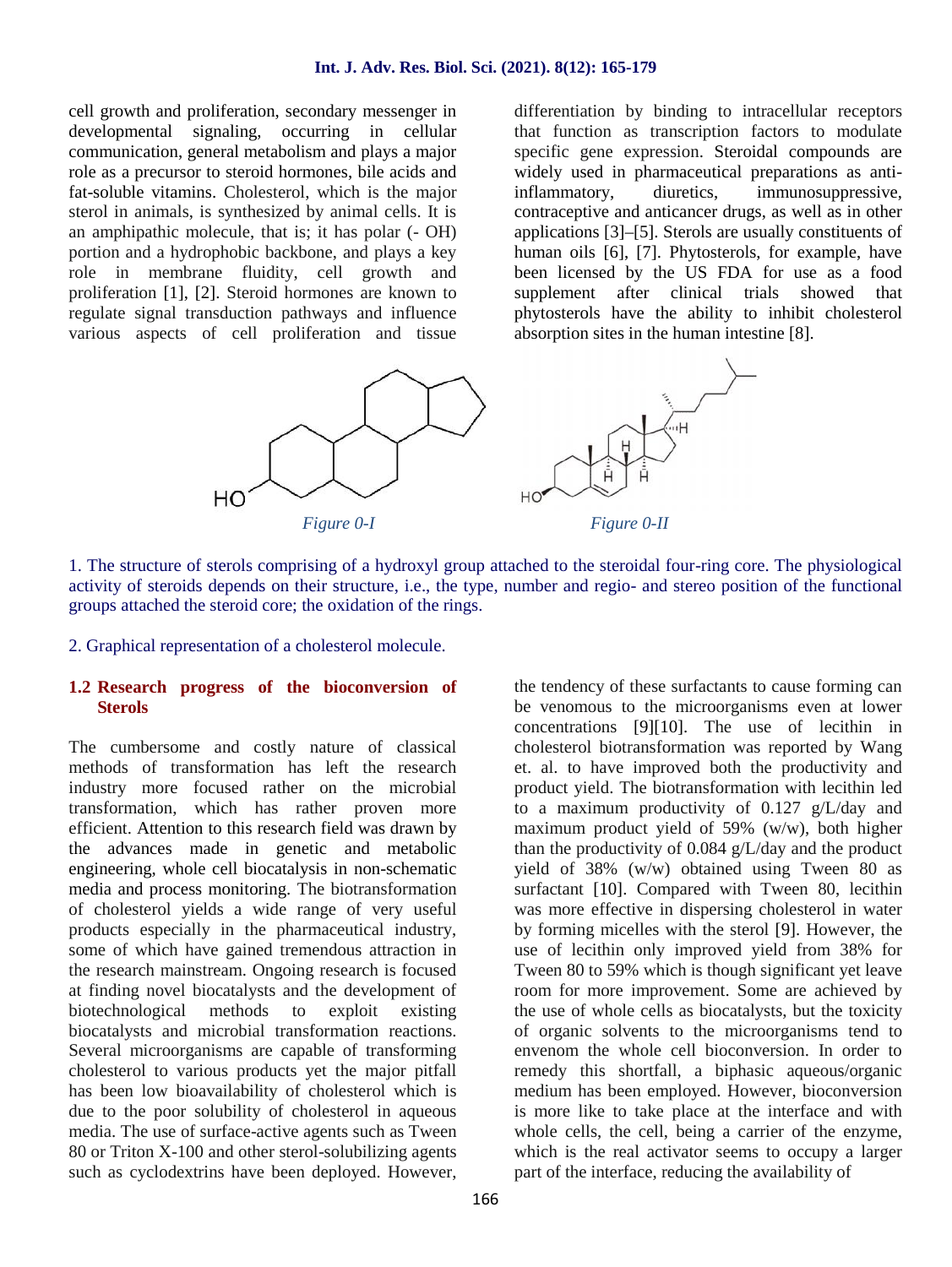cell growth and proliferation, secondary messenger in developmental signaling, occurring in cellular communication, general metabolism and plays a major role as a precursor to steroid hormones, bile acids and fat-soluble vitamins. Cholesterol, which is the major sterol in animals, is synthesized by animal cells. It is an amphipathic molecule, that is; it has polar (- OH) portion and a hydrophobic backbone, and plays a key role in membrane fluidity, cell growth and proliferation [1], [2]. Steroid hormones are known to regulate signal transduction pathways and influence various aspects of cell proliferation and tissue differentiation by binding to intracellular receptors that function as transcription factors to modulate specific gene expression. Steroidal compounds are widely used in pharmaceutical preparations as anti-inflammatory, diuretics, immunosuppressive, contraceptive and anticancer drugs, as well as in other applications [3]–[5]. Sterols are usually constituents of human oils [6], [7]. Phytosterols, for example, have been licensed by the US FDA for use as a food supplement after clinical trials showed that phytosterols have the ability to inhibit cholesterol absorption sites in the human intestine [8].

*Figure 0-I*

*Figure 0-II*

1. The structure of sterols comprising of a hydroxyl group attached to the steroidal four-ring core. The physiological activity of steroids depends on their structure, i.e., the type, number and regio- and stereo position of the functional groups attached the steroid core; the oxidation of the rings.

2. Graphical representation of a cholesterol molecule.

### 1.2 Research progress of the bioconversion of Sterols

The cumbersome and costly nature of classical methods of transformation has left the research industry more focused rather on the microbial transformation, which has rather proven more efficient. Attention to this research field was drawn by the advances made in genetic and metabolic engineering, whole cell biocatalysis in non-schematic media and process monitoring. The biotransformation of cholesterol yields a wide range of very useful products especially in the pharmaceutical industry, some of which have gained tremendous attraction in the research mainstream. Ongoing research is focused at finding novel biocatalysts and the development of biotechnological methods to exploit existing biocatalysts and microbial transformation reactions. Several microorganisms are capable of transforming cholesterol to various products yet the major pitfall has been low bioavailability of cholesterol which is due to the poor solubility of cholesterol in aqueous media. The use of surface-active agents such as Tween 80 or Triton X-100 and other sterol-solubilizing agents such as cyclodextrins have been deployed. However, the tendency of these surfactants to cause forming can be venomous to the microorganisms even at lower concentrations [9][10]. The use of lecithin in cholesterol biotransformation was reported by Wang et. al. to have improved both the productivity and product yield. The biotransformation with lecithin led to a maximum productivity of 0.127 g/L/day and maximum product yield of 59% (w/w), both higher than the productivity of 0.084 g/L/day and the product yield of 38% (w/w) obtained using Tween 80 as surfactant [10]. Compared with Tween 80, lecithin was more effective in dispersing cholesterol in water by forming micelles with the sterol [9]. However, the use of lecithin only improved yield from 38% for Tween 80 to 59% which is though significant yet leave room for more improvement. Some are achieved by the use of whole cells as biocatalysts, but the toxicity of organic solvents to the microorganisms tend to envenom the whole cell bioconversion. In order to remedy this shortfall, a biphasic aqueous/organic medium has been employed. However, bioconversion is more like to take place at the interface and with whole cells, the cell, being a carrier of the enzyme, which is the real activator seems to occupy a larger part of the interface, reducing the availability of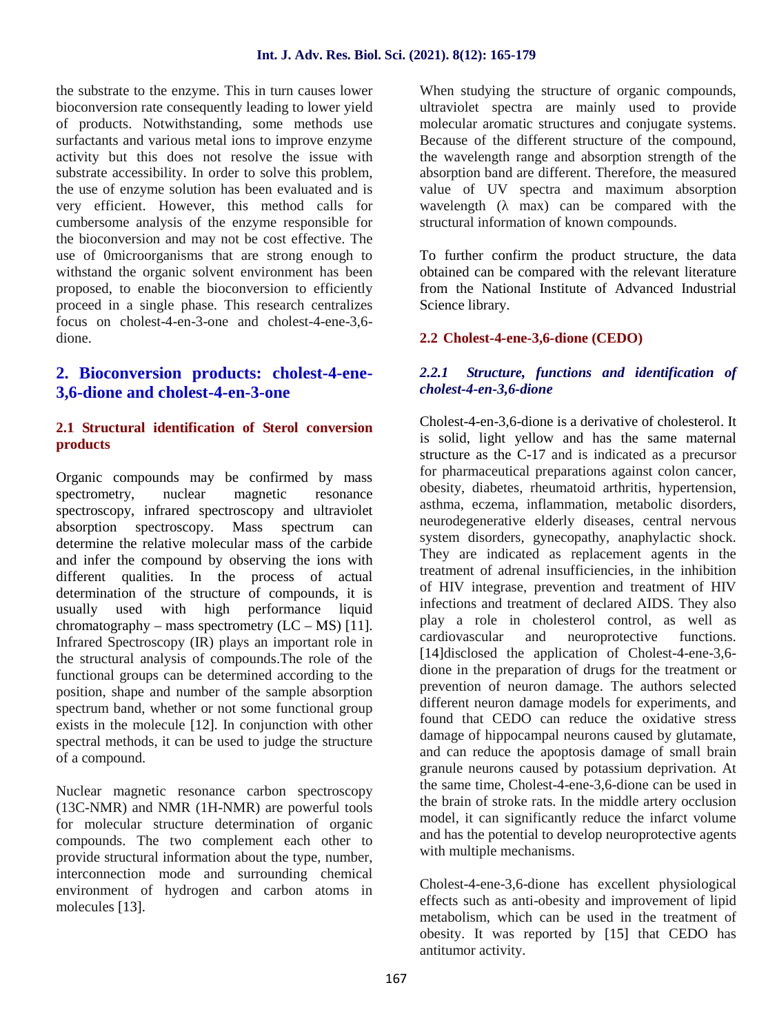the substrate to the enzyme. This in turn causes lower bioconversion rate consequently leading to lower yield of products. Notwithstanding, some methods use surfactants and various metal ions to improve enzyme activity but this does not resolve the issue with substrate accessibility. In order to solve this problem, the use of enzyme solution has been evaluated and is very efficient. However, this method calls for cumbersome analysis of the enzyme responsible for the bioconversion and may not be cost effective. The use of 0microorganisms that are strong enough to withstand the organic solvent environment has been proposed, to enable the bioconversion to efficiently proceed in a single phase. This research centralizes focus on cholest-4-en-3-one and cholest-4-ene-3,6-dione.

## 2. Bioconversion products: cholest-4-ene-3,6-dione and cholest-4-en-3-one

### 2.1 Structural identification of Sterol conversion products

Organic compounds may be confirmed by mass spectrometry, nuclear magnetic resonance spectroscopy, infrared spectroscopy and ultraviolet absorption spectroscopy. Mass spectrum can determine the relative molecular mass of the carbide and infer the compound by observing the ions with different qualities. In the process of actual determination of the structure of compounds, it is usually used with high performance liquid chromatography – mass spectrometry (LC – MS) [11]. Infrared Spectroscopy (IR) plays an important role in the structural analysis of compounds.The role of the functional groups can be determined according to the position, shape and number of the sample absorption spectrum band, whether or not some functional group exists in the molecule [12]. In conjunction with other spectral methods, it can be used to judge the structure of a compound.

Nuclear magnetic resonance carbon spectroscopy (13C-NMR) and NMR (1H-NMR) are powerful tools for molecular structure determination of organic compounds. The two complement each other to provide structural information about the type, number, interconnection mode and surrounding chemical environment of hydrogen and carbon atoms in molecules [13].

When studying the structure of organic compounds, ultraviolet spectra are mainly used to provide molecular aromatic structures and conjugate systems. Because of the different structure of the compound, the wavelength range and absorption strength of the absorption band are different. Therefore, the measured value of UV spectra and maximum absorption wavelength (λ max) can be compared with the structural information of known compounds.

To further confirm the product structure, the data obtained can be compared with the relevant literature from the National Institute of Advanced Industrial Science library.

### 2.2 Cholest-4-ene-3,6-dione (CEDO)

#### *2.2.1 Structure, functions and identification of cholest-4-en-3,6-dione*

Cholest-4-en-3,6-dione is a derivative of cholesterol. It is solid, light yellow and has the same maternal structure as the C-17 and is indicated as a precursor for pharmaceutical preparations against colon cancer, obesity, diabetes, rheumatoid arthritis, hypertension, asthma, eczema, inflammation, metabolic disorders, neurodegenerative elderly diseases, central nervous system disorders, gynecopathy, anaphylactic shock. They are indicated as replacement agents in the treatment of adrenal insufficiencies, in the inhibition of HIV integrase, prevention and treatment of HIV infections and treatment of declared AIDS. They also play a role in cholesterol control, as well as cardiovascular and neuroprotective functions. [14]disclosed the application of Cholest-4-ene-3,6-dione in the preparation of drugs for the treatment or prevention of neuron damage. The authors selected different neuron damage models for experiments, and found that CEDO can reduce the oxidative stress damage of hippocampal neurons caused by glutamate, and can reduce the apoptosis damage of small brain granule neurons caused by potassium deprivation. At the same time, Cholest-4-ene-3,6-dione can be used in the brain of stroke rats. In the middle artery occlusion model, it can significantly reduce the infarct volume and has the potential to develop neuroprotective agents with multiple mechanisms.

Cholest-4-ene-3,6-dione has excellent physiological effects such as anti-obesity and improvement of lipid metabolism, which can be used in the treatment of obesity. It was reported by [15] that CEDO has antitumor activity.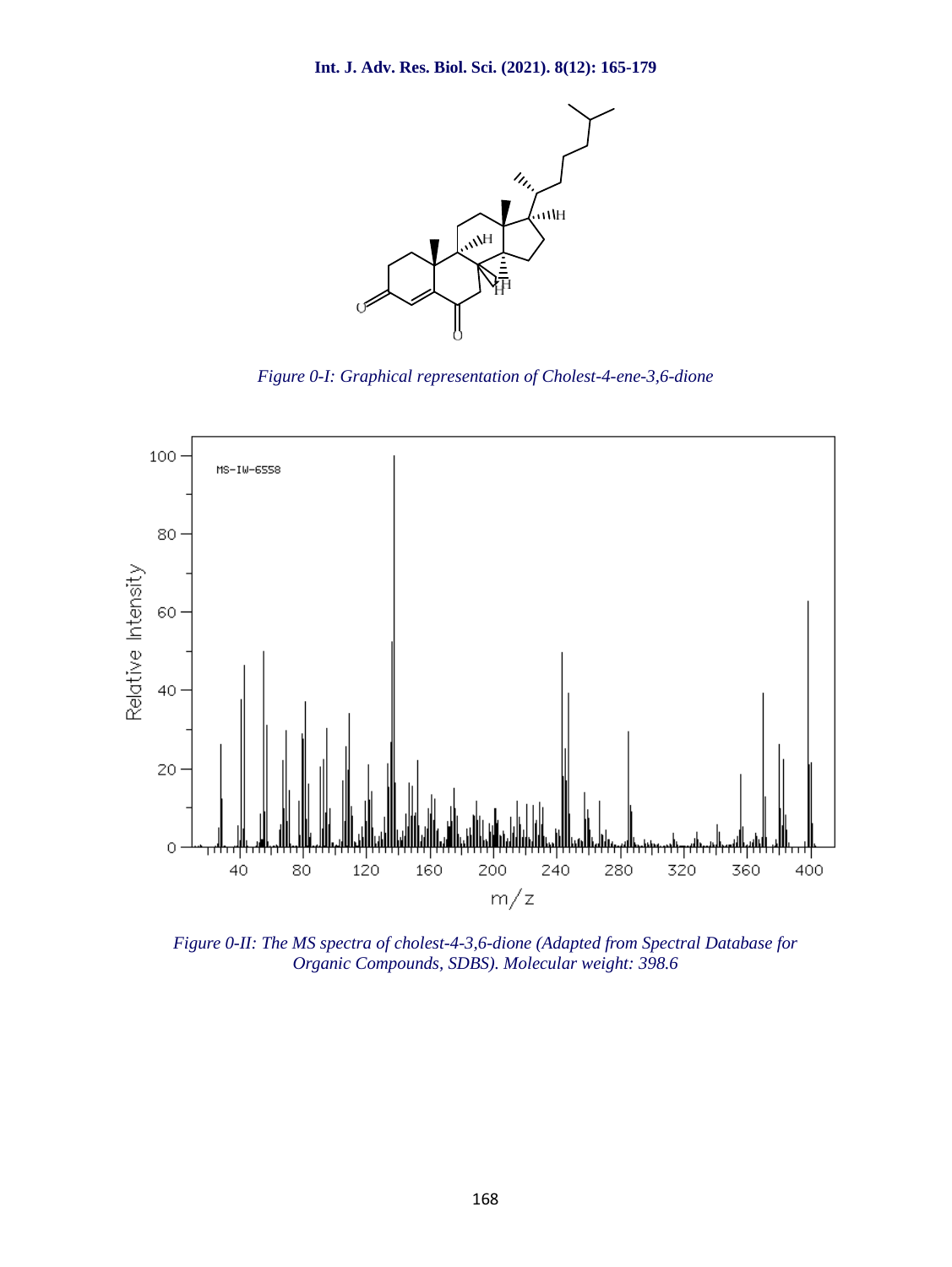*Figure 0-I: Graphical representation of Cholest-4-ene-3,6-dione*

*Figure 0-II: The MS spectra of cholest-4-3,6-dione (Adapted from Spectral Database for Organic Compounds, SDBS). Molecular weight: 398.6*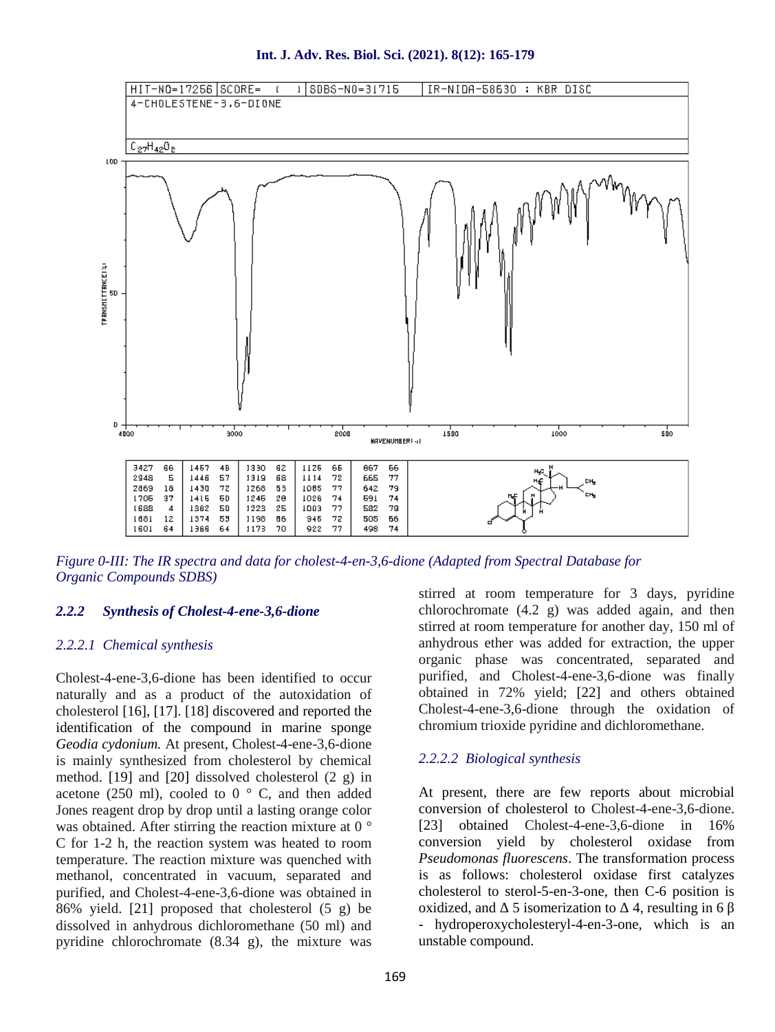| HIT-NO=17256 | SCORE= ( ) | SDBS-NO=31715 | IR-NIDA-58630 : KBR DISC |
|---|---|---|---|
| 4-CHOLESTENE-3,6-DIONE | | | |
| $C_{27}H_{42}O_2$ | | | |

| | | | | | | | | | |
|---|---|---|---|---|---|---|---|---|---|
| 3427 | 66 | 1457 | 46 | 1330 | 62 | 1125 | 66 | 867 | 56 |
| 2948 | 5 | 1446 | 57 | 1319 | 68 | 1114 | 72 | 665 | 77 |
| 2869 | 16 | 1430 | 72 | 1268 | 53 | 1085 | 77 | 642 | 79 |
| 1705 | 37 | 1415 | 60 | 1245 | 28 | 1026 | 74 | 591 | 74 |
| 1688 | 4 | 1382 | 50 | 1223 | 25 | 1003 | 77 | 582 | 79 |
| 1681 | 12 | 1374 | 59 | 1198 | 66 | 946 | 72 | 505 | 66 |
| 1601 | 64 | 1366 | 64 | 1173 | 70 | 922 | 77 | 498 | 74 |

*Figure 0-III: The IR spectra and data for cholest-4-en-3,6-dione (Adapted from Spectral Database for Organic Compounds SDBS)*

### *2.2.2 Synthesis of Cholest-4-ene-3,6-dione*

#### *2.2.2.1 Chemical synthesis*

Cholest-4-ene-3,6-dione has been identified to occur naturally and as a product of the autoxidation of cholesterol [16], [17]. [18] discovered and reported the identification of the compound in marine sponge *Geodia cydonium.* At present, Cholest-4-ene-3,6-dione is mainly synthesized from cholesterol by chemical method. [19] and [20] dissolved cholesterol (2 g) in acetone (250 ml), cooled to 0 ° C, and then added Jones reagent drop by drop until a lasting orange color was obtained. After stirring the reaction mixture at 0 ° C for 1-2 h, the reaction system was heated to room temperature. The reaction mixture was quenched with methanol, concentrated in vacuum, separated and purified, and Cholest-4-ene-3,6-dione was obtained in 86% yield. [21] proposed that cholesterol (5 g) be dissolved in anhydrous dichloromethane (50 ml) and pyridine chlorochromate (8.34 g), the mixture was stirred at room temperature for 3 days, pyridine chlorochromate (4.2 g) was added again, and then stirred at room temperature for another day, 150 ml of anhydrous ether was added for extraction, the upper organic phase was concentrated, separated and purified, and Cholest-4-ene-3,6-dione was finally obtained in 72% yield; [22] and others obtained Cholest-4-ene-3,6-dione through the oxidation of chromium trioxide pyridine and dichloromethane.

#### *2.2.2.2 Biological synthesis*

At present, there are few reports about microbial conversion of cholesterol to Cholest-4-ene-3,6-dione. [23] obtained Cholest-4-ene-3,6-dione in 16% conversion yield by cholesterol oxidase from *Pseudomonas fluorescens*. The transformation process is as follows: cholesterol oxidase first catalyzes cholesterol to sterol-5-en-3-one, then C-6 position is oxidized, and $\Delta$ 5 isomerization to $\Delta$ 4, resulting in 6 β - hydroperoxycholesteryl-4-en-3-one, which is an unstable compound.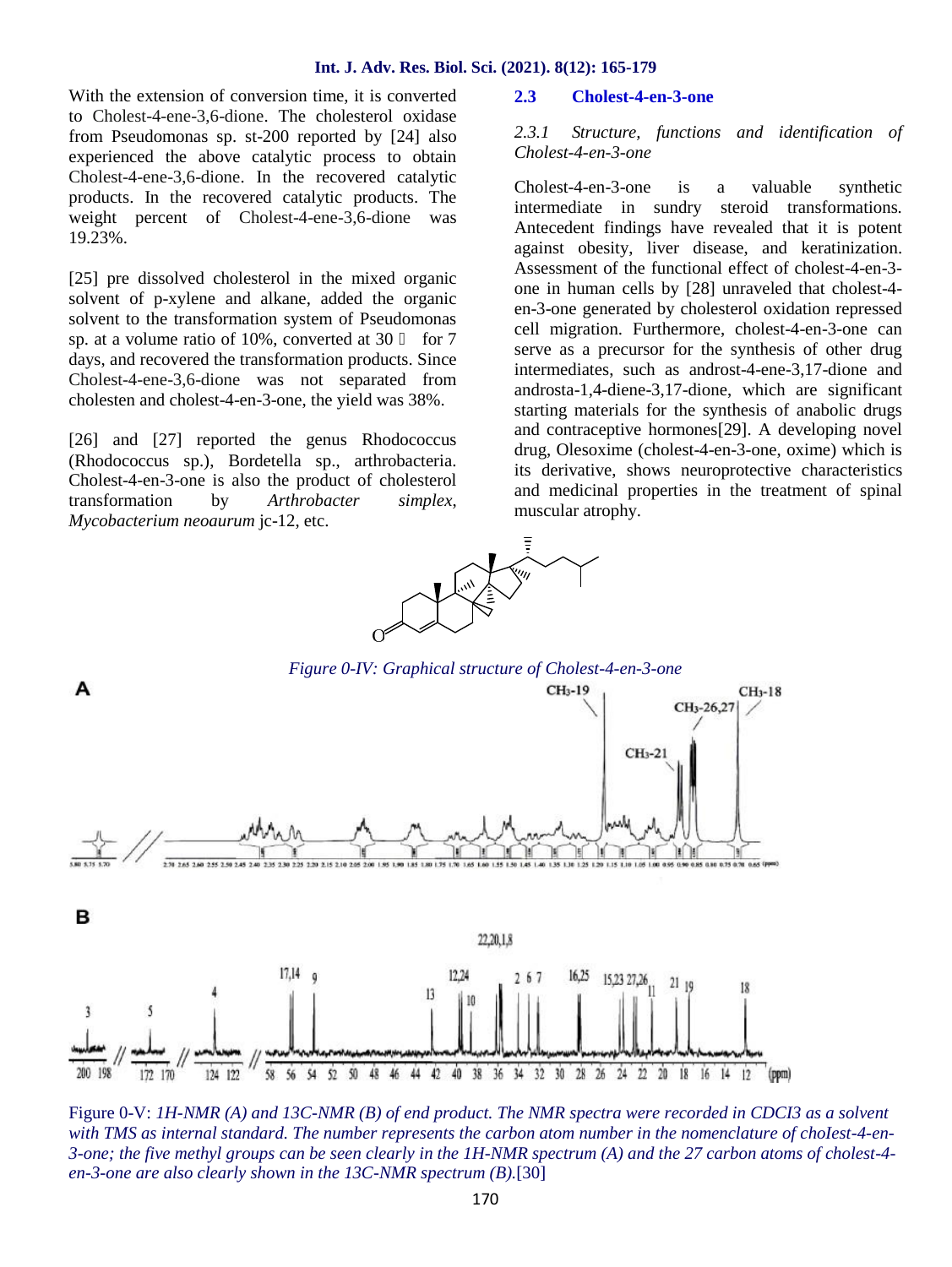With the extension of conversion time, it is converted to Cholest-4-ene-3,6-dione. The cholesterol oxidase from Pseudomonas sp. st-200 reported by [24] also experienced the above catalytic process to obtain Cholest-4-ene-3,6-dione. In the recovered catalytic products. In the recovered catalytic products. The weight percent of Cholest-4-ene-3,6-dione was 19.23%.

[25] pre dissolved cholesterol in the mixed organic solvent of p-xylene and alkane, added the organic solvent to the transformation system of Pseudomonas sp. at a volume ratio of 10%, converted at 30 ℃ for 7 days, and recovered the transformation products. Since Cholest-4-ene-3,6-dione was not separated from cholesten and cholest-4-en-3-one, the yield was 38%.

[26] and [27] reported the genus Rhodococcus (Rhodococcus sp.), Bordetella sp., arthrobacteria. Cholest-4-en-3-one is also the product of cholesterol transformation by *Arthrobacter simplex*, *Mycobacterium neoaurum* jc-12, etc.

## 2.3 Cholest-4-en-3-one

### *2.3.1 Structure, functions and identification of Cholest-4-en-3-one*

Cholest-4-en-3-one is a valuable synthetic intermediate in sundry steroid transformations. Antecedent findings have revealed that it is potent against obesity, liver disease, and keratinization. Assessment of the functional effect of cholest-4-en-3-one in human cells by [28] unraveled that cholest-4-en-3-one generated by cholesterol oxidation repressed cell migration. Furthermore, cholest-4-en-3-one can serve as a precursor for the synthesis of other drug intermediates, such as androst-4-ene-3,17-dione and androsta-1,4-diene-3,17-dione, which are significant starting materials for the synthesis of anabolic drugs and contraceptive hormones[29]. A developing novel drug, Olesoxime (cholest-4-en-3-one, oxime) which is its derivative, shows neuroprotective characteristics and medicinal properties in the treatment of spinal muscular atrophy.

*Figure 0-IV: Graphical structure of Cholest-4-en-3-one*

Figure 0-V: *1H-NMR (A) and 13C-NMR (B) of end product. The NMR spectra were recorded in CDCl3 as a solvent with TMS as internal standard. The number represents the carbon atom number in the nomenclature of choIest-4-en-3-one; the five methyl groups can be seen clearly in the 1H-NMR spectrum (A) and the 27 carbon atoms of cholest-4-en-3-one are also clearly shown in the 13C-NMR spectrum (B).*[30]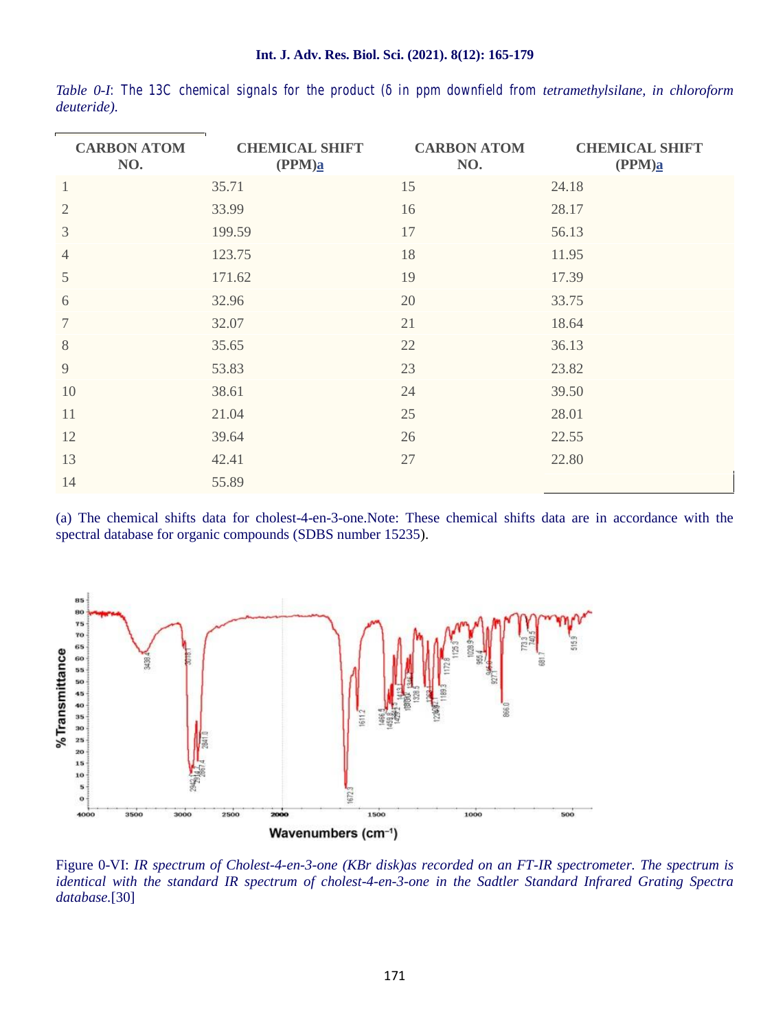*Table 0-I*: The 13C chemical signals for the product (δ in ppm downfield from *tetramethylsilane, in chloroform deuteride).*

| CARBON ATOM NO. | CHEMICAL SHIFT (PPM)a | CARBON ATOM NO. | CHEMICAL SHIFT (PPM)a |
|---|---|---|---|
| 1 | 35.71 | 15 | 24.18 |
| 2 | 33.99 | 16 | 28.17 |
| 3 | 199.59 | 17 | 56.13 |
| 4 | 123.75 | 18 | 11.95 |
| 5 | 171.62 | 19 | 17.39 |
| 6 | 32.96 | 20 | 33.75 |
| 7 | 32.07 | 21 | 18.64 |
| 8 | 35.65 | 22 | 36.13 |
| 9 | 53.83 | 23 | 23.82 |
| 10 | 38.61 | 24 | 39.50 |
| 11 | 21.04 | 25 | 28.01 |
| 12 | 39.64 | 26 | 22.55 |
| 13 | 42.41 | 27 | 22.80 |
| 14 | 55.89 | | |

(a) The chemical shifts data for cholest-4-en-3-one.Note: These chemical shifts data are in accordance with the spectral database for organic compounds (SDBS number 15235).

Figure 0-VI: *IR spectrum of Cholest-4-en-3-one (KBr disk)as recorded on an FT-IR spectrometer. The spectrum is identical with the standard IR spectrum of cholest-4-en-3-one in the Sadtler Standard Infrared Grating Spectra database.*[30]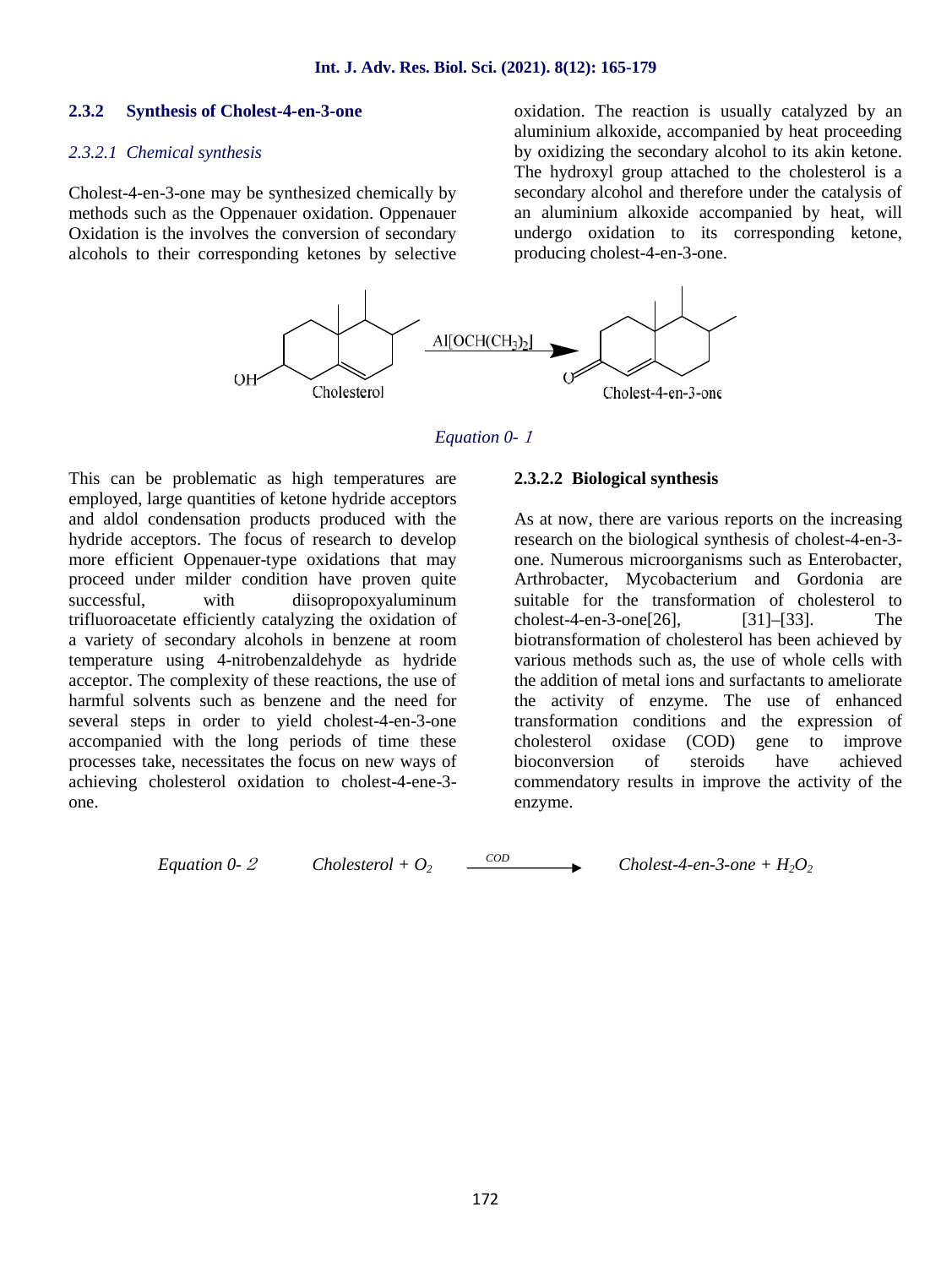### 2.3.2 Synthesis of Cholest-4-en-3-one

#### *2.3.2.1 Chemical synthesis*

Cholest-4-en-3-one may be synthesized chemically by methods such as the Oppenauer oxidation. Oppenauer Oxidation is the involves the conversion of secondary alcohols to their corresponding ketones by selective oxidation. The reaction is usually catalyzed by an aluminium alkoxide, accompanied by heat proceeding by oxidizing the secondary alcohol to its akin ketone. The hydroxyl group attached to the cholesterol is a secondary alcohol and therefore under the catalysis of an aluminium alkoxide accompanied by heat, will undergo oxidation to its corresponding ketone, producing cholest-4-en-3-one.

Cholesterol $\xrightarrow{Al[OCH(CH_3)_2]}$ Cholest-4-en-3-one

*Equation 0- 1*

This can be problematic as high temperatures are employed, large quantities of ketone hydride acceptors and aldol condensation products produced with the hydride acceptors. The focus of research to develop more efficient Oppenauer-type oxidations that may proceed under milder condition have proven quite successful, with diisopropoxyaluminum trifluoroacetate efficiently catalyzing the oxidation of a variety of secondary alcohols in benzene at room temperature using 4-nitrobenzaldehyde as hydride acceptor. The complexity of these reactions, the use of harmful solvents such as benzene and the need for several steps in order to yield cholest-4-en-3-one accompanied with the long periods of time these processes take, necessitates the focus on new ways of achieving cholesterol oxidation to cholest-4-ene-3-one.

#### 2.3.2.2 Biological synthesis

As at now, there are various reports on the increasing research on the biological synthesis of cholest-4-en-3-one. Numerous microorganisms such as Enterobacter, Arthrobacter, Mycobacterium and Gordonia are suitable for the transformation of cholesterol to cholest-4-en-3-one[26], [31]–[33]. The biotransformation of cholesterol has been achieved by various methods such as, the use of whole cells with the addition of metal ions and surfactants to ameliorate the activity of enzyme. The use of enhanced transformation conditions and the expression of cholesterol oxidase (COD) gene to improve bioconversion of steroids have achieved commendatory results in improve the activity of the enzyme.

*Equation 0- 2* $\quad$ *Cholesterol* + $O_2$ $\xrightarrow{COD}$ *Cholest-4-en-3-one* + $H_2O_2$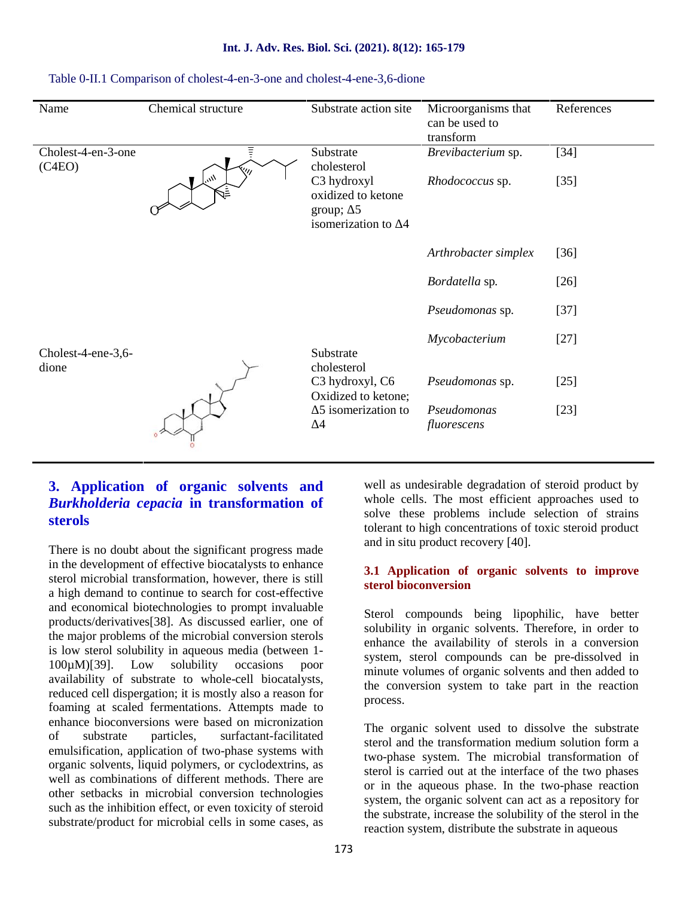Table 0-II.1 Comparison of cholest-4-en-3-one and cholest-4-ene-3,6-dione

| Name | Chemical structure | Substrate action site | Microorganisms that can be used to transform | References |
|---|---|---|---|---|
| Cholest-4-en-3-one (C4EO) | | Substrate cholesterol C3 hydroxyl oxidized to ketone group; Δ5 isomerization to Δ4 | *Brevibacterium* sp. | [34] |
| | | | *Rhodococcus* sp. | [35] |
| | | | *Arthrobacter simplex* | [36] |
| | | | *Bordatella* sp. | [26] |
| | | | *Pseudomonas* sp. | [37] |
| | | | *Mycobacterium* | [27] |
| Cholest-4-ene-3,6-dione | | Substrate cholesterol C3 hydroxyl, C6 Oxidized to ketone; Δ5 isomerization to Δ4 | *Pseudomonas* sp. | [25] |
| | | | *Pseudomonas fluorescens* | [23] |

## 3. Application of organic solvents and *Burkholderia cepacia* in transformation of sterols

There is no doubt about the significant progress made in the development of effective biocatalysts to enhance sterol microbial transformation, however, there is still a high demand to continue to search for cost-effective and economical biotechnologies to prompt invaluable products/derivatives[38]. As discussed earlier, one of the major problems of the microbial conversion sterols is low sterol solubility in aqueous media (between 1-100μM)[39]. Low solubility occasions poor availability of substrate to whole-cell biocatalysts, reduced cell dispergation; it is mostly also a reason for foaming at scaled fermentations. Attempts made to enhance bioconversions were based on micronization of substrate particles, surfactant-facilitated emulsification, application of two-phase systems with organic solvents, liquid polymers, or cyclodextrins, as well as combinations of different methods. There are other setbacks in microbial conversion technologies such as the inhibition effect, or even toxicity of steroid substrate/product for microbial cells in some cases, as well as undesirable degradation of steroid product by whole cells. The most efficient approaches used to solve these problems include selection of strains tolerant to high concentrations of toxic steroid product and in situ product recovery [40].

### 3.1 Application of organic solvents to improve sterol bioconversion

Sterol compounds being lipophilic, have better solubility in organic solvents. Therefore, in order to enhance the availability of sterols in a conversion system, sterol compounds can be pre-dissolved in minute volumes of organic solvents and then added to the conversion system to take part in the reaction process.

The organic solvent used to dissolve the substrate sterol and the transformation medium solution form a two-phase system. The microbial transformation of sterol is carried out at the interface of the two phases or in the aqueous phase. In the two-phase reaction system, the organic solvent can act as a repository for the substrate, increase the solubility of the sterol in the reaction system, distribute the substrate in aqueous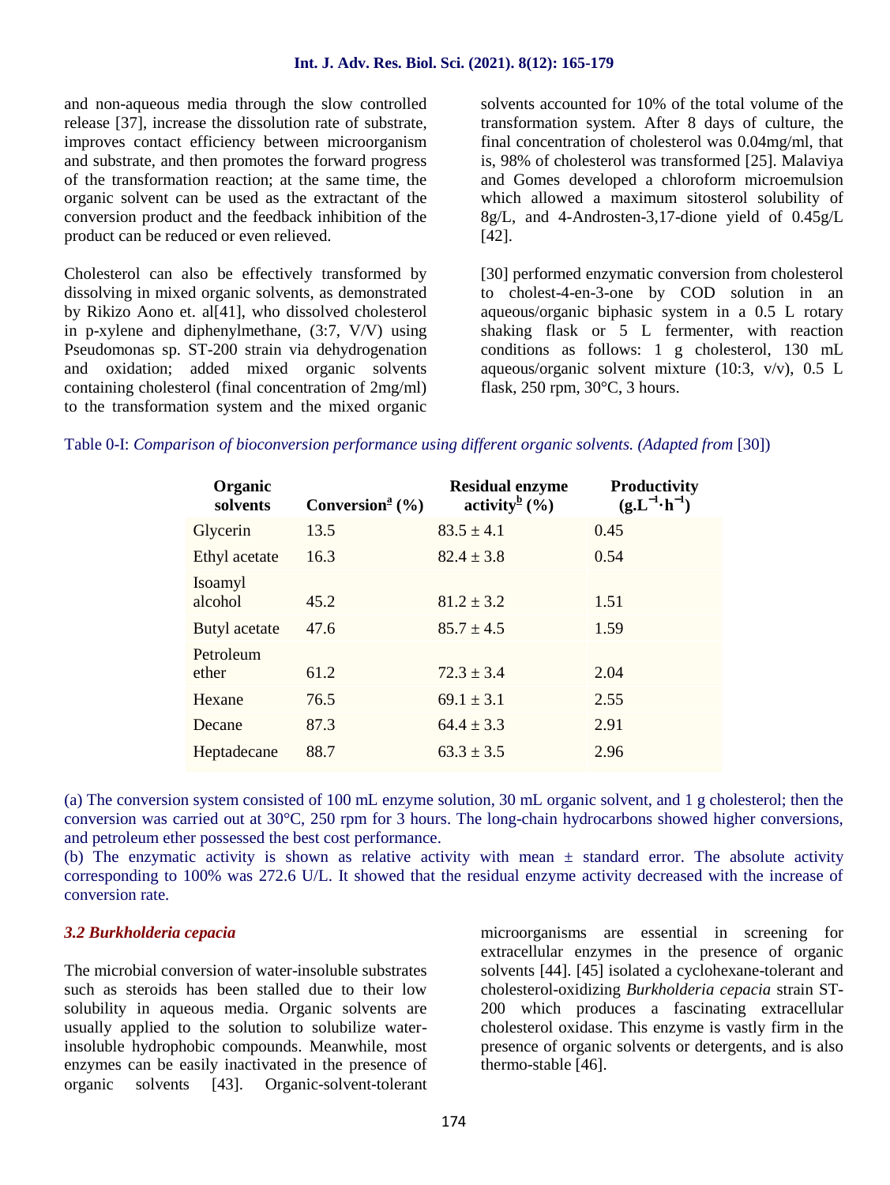and non-aqueous media through the slow controlled release [37], increase the dissolution rate of substrate, improves contact efficiency between microorganism and substrate, and then promotes the forward progress of the transformation reaction; at the same time, the organic solvent can be used as the extractant of the conversion product and the feedback inhibition of the product can be reduced or even relieved.

Cholesterol can also be effectively transformed by dissolving in mixed organic solvents, as demonstrated by Rikizo Aono et. al[41], who dissolved cholesterol in p-xylene and diphenylmethane, (3:7, V/V) using Pseudomonas sp. ST-200 strain via dehydrogenation and oxidation; added mixed organic solvents containing cholesterol (final concentration of 2mg/ml) to the transformation system and the mixed organic solvents accounted for 10% of the total volume of the transformation system. After 8 days of culture, the final concentration of cholesterol was 0.04mg/ml, that is, 98% of cholesterol was transformed [25]. Malaviya and Gomes developed a chloroform microemulsion which allowed a maximum sitosterol solubility of 8g/L, and 4-Androsten-3,17-dione yield of 0.45g/L [42].

[30] performed enzymatic conversion from cholesterol to cholest-4-en-3-one by COD solution in an aqueous/organic biphasic system in a 0.5 L rotary shaking flask or 5 L fermenter, with reaction conditions as follows: 1 g cholesterol, 130 mL aqueous/organic solvent mixture (10:3, v/v), 0.5 L flask, 250 rpm, 30°C, 3 hours.

Table 0-I: *Comparison of bioconversion performance using different organic solvents. (Adapted from* [30])

| Organic solvents | Conversion[a] (%) | Residual enzyme activity[b] (%) | Productivity ($g.L^{-1}\cdot h^{-1}$) |
|---|---|---|---|
| Glycerin | 13.5 | 83.5 ± 4.1 | 0.45 |
| Ethyl acetate | 16.3 | 82.4 ± 3.8 | 0.54 |
| Isoamyl alcohol | 45.2 | 81.2 ± 3.2 | 1.51 |
| Butyl acetate | 47.6 | 85.7 ± 4.5 | 1.59 |
| Petroleum ether | 61.2 | 72.3 ± 3.4 | 2.04 |
| Hexane | 76.5 | 69.1 ± 3.1 | 2.55 |
| Decane | 87.3 | 64.4 ± 3.3 | 2.91 |
| Heptadecane | 88.7 | 63.3 ± 3.5 | 2.96 |

(a) The conversion system consisted of 100 mL enzyme solution, 30 mL organic solvent, and 1 g cholesterol; then the conversion was carried out at 30°C, 250 rpm for 3 hours. The long-chain hydrocarbons showed higher conversions, and petroleum ether possessed the best cost performance.
(b) The enzymatic activity is shown as relative activity with mean ± standard error. The absolute activity corresponding to 100% was 272.6 U/L. It showed that the residual enzyme activity decreased with the increase of conversion rate.

### *3.2 Burkholderia cepacia*

The microbial conversion of water-insoluble substrates such as steroids has been stalled due to their low solubility in aqueous media. Organic solvents are usually applied to the solution to solubilize water-insoluble hydrophobic compounds. Meanwhile, most enzymes can be easily inactivated in the presence of organic solvents [43]. Organic-solvent-tolerant microorganisms are essential in screening for extracellular enzymes in the presence of organic solvents [44]. [45] isolated a cyclohexane-tolerant and cholesterol-oxidizing *Burkholderia cepacia* strain ST-200 which produces a fascinating extracellular cholesterol oxidase. This enzyme is vastly firm in the presence of organic solvents or detergents, and is also thermo-stable [46].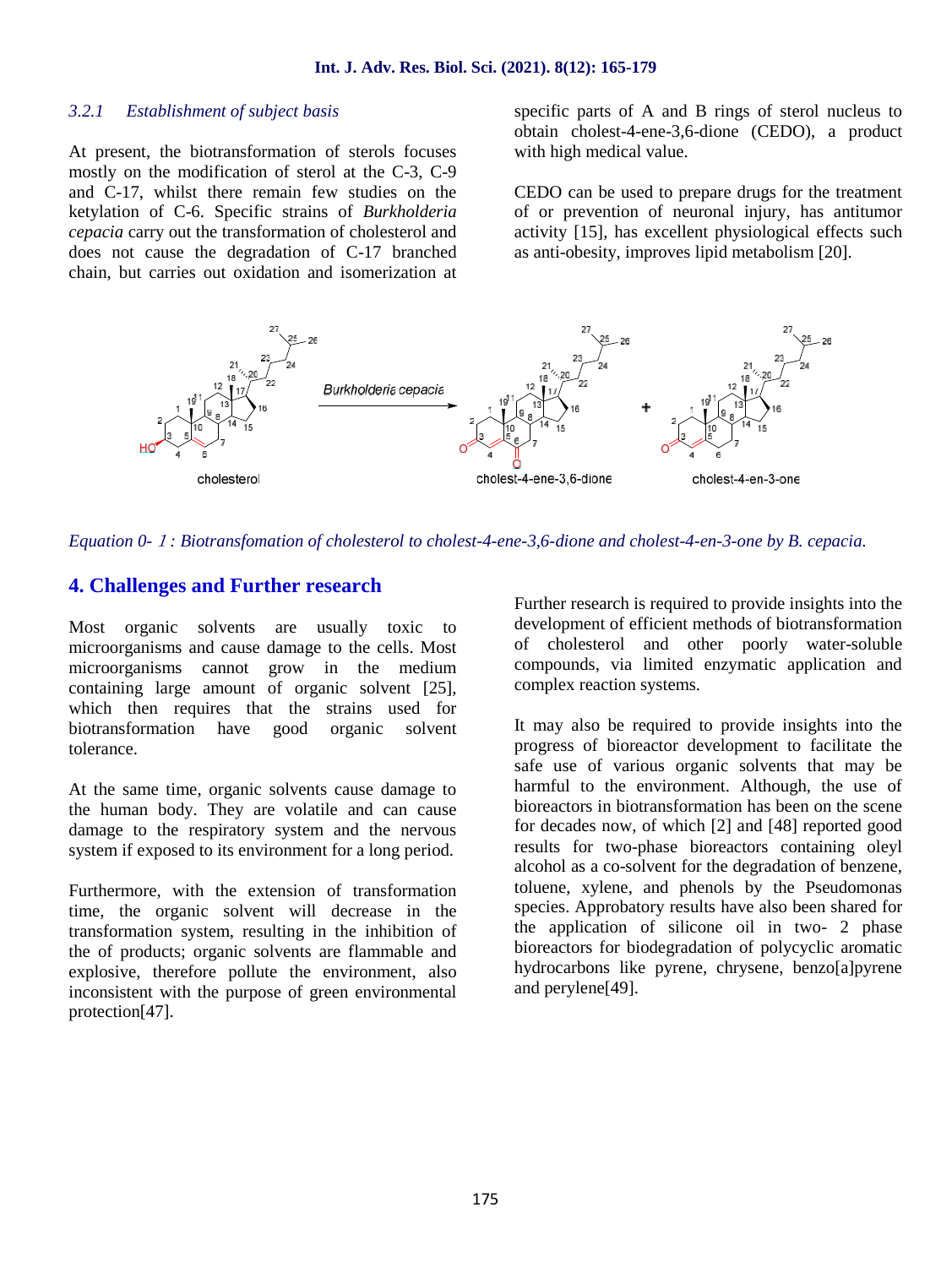### 3.2.1 *Establishment of subject basis*

At present, the biotransformation of sterols focuses mostly on the modification of sterol at the C-3, C-9 and C-17, whilst there remain few studies on the ketylation of C-6. Specific strains of *Burkholderia cepacia* carry out the transformation of cholesterol and does not cause the degradation of C-17 branched chain, but carries out oxidation and isomerization at specific parts of A and B rings of sterol nucleus to obtain cholest-4-ene-3,6-dione (CEDO), a product with high medical value.

CEDO can be used to prepare drugs for the treatment of or prevention of neuronal injury, has antitumor activity [15], has excellent physiological effects such as anti-obesity, improves lipid metabolism [20].

*Equation 0- 1 : Biotransfomation of cholesterol to cholest-4-ene-3,6-dione and cholest-4-en-3-one by B. cepacia.*

## 4. Challenges and Further research

Most organic solvents are usually toxic to microorganisms and cause damage to the cells. Most microorganisms cannot grow in the medium containing large amount of organic solvent [25], which then requires that the strains used for biotransformation have good organic solvent tolerance.

At the same time, organic solvents cause damage to the human body. They are volatile and can cause damage to the respiratory system and the nervous system if exposed to its environment for a long period.

Furthermore, with the extension of transformation time, the organic solvent will decrease in the transformation system, resulting in the inhibition of the of products; organic solvents are flammable and explosive, therefore pollute the environment, also inconsistent with the purpose of green environmental protection[47].

Further research is required to provide insights into the development of efficient methods of biotransformation of cholesterol and other poorly water-soluble compounds, via limited enzymatic application and complex reaction systems.

It may also be required to provide insights into the progress of bioreactor development to facilitate the safe use of various organic solvents that may be harmful to the environment. Although, the use of bioreactors in biotransformation has been on the scene for decades now, of which [2] and [48] reported good results for two-phase bioreactors containing oleyl alcohol as a co-solvent for the degradation of benzene, toluene, xylene, and phenols by the Pseudomonas species. Approbatory results have also been shared for the application of silicone oil in two- 2 phase bioreactors for biodegradation of polycyclic aromatic hydrocarbons like pyrene, chrysene, benzo[a]pyrene and perylene[49].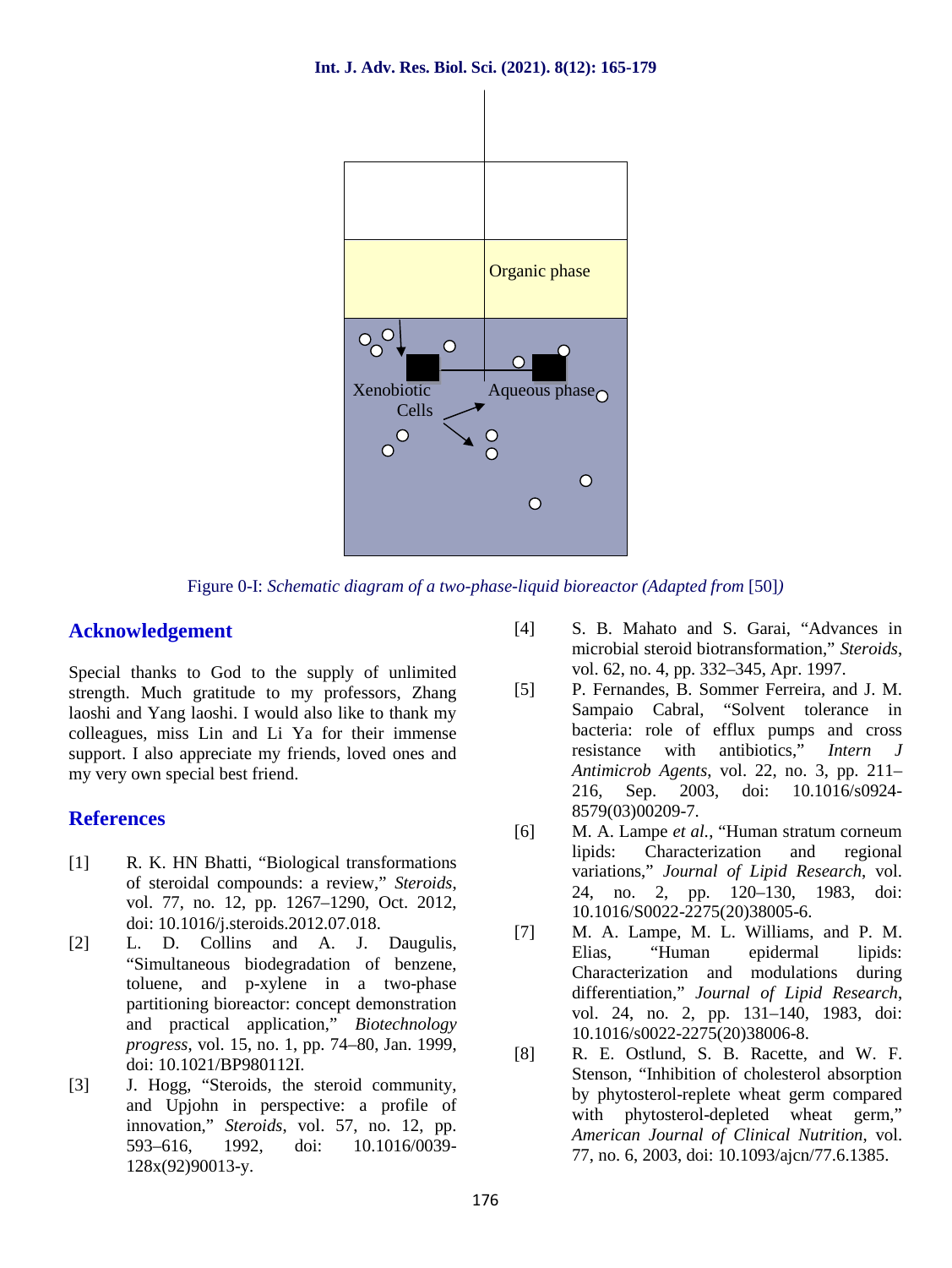Organic phase

Xenobiotic Cells

Aqueous phase

Figure 0-I: *Schematic diagram of a two-phase-liquid bioreactor (Adapted from* [50]*)*

## Acknowledgement

Special thanks to God to the supply of unlimited strength. Much gratitude to my professors, Zhang laoshi and Yang laoshi. I would also like to thank my colleagues, miss Lin and Li Ya for their immense support. I also appreciate my friends, loved ones and my very own special best friend.

## References

[1] R. K. HN Bhatti, "Biological transformations of steroidal compounds: a review," *Steroids*, vol. 77, no. 12, pp. 1267–1290, Oct. 2012, doi: 10.1016/j.steroids.2012.07.018.

[2] L. D. Collins and A. J. Daugulis, "Simultaneous biodegradation of benzene, toluene, and p-xylene in a two-phase partitioning bioreactor: concept demonstration and practical application," *Biotechnology progress*, vol. 15, no. 1, pp. 74–80, Jan. 1999, doi: 10.1021/BP980112I.

[3] J. Hogg, "Steroids, the steroid community, and Upjohn in perspective: a profile of innovation," *Steroids*, vol. 57, no. 12, pp. 593–616, 1992, doi: 10.1016/0039-128x(92)90013-y.

[4] S. B. Mahato and S. Garai, "Advances in microbial steroid biotransformation," *Steroids*, vol. 62, no. 4, pp. 332–345, Apr. 1997.

[5] P. Fernandes, B. Sommer Ferreira, and J. M. Sampaio Cabral, "Solvent tolerance in bacteria: role of efflux pumps and cross resistance with antibiotics," *Intern J Antimicrob Agents*, vol. 22, no. 3, pp. 211–216, Sep. 2003, doi: 10.1016/s0924-8579(03)00209-7.

[6] M. A. Lampe *et al.*, "Human stratum corneum lipids: Characterization and regional variations," *Journal of Lipid Research*, vol. 24, no. 2, pp. 120–130, 1983, doi: 10.1016/S0022-2275(20)38005-6.

[7] M. A. Lampe, M. L. Williams, and P. M. Elias, "Human epidermal lipids: Characterization and modulations during differentiation," *Journal of Lipid Research*, vol. 24, no. 2, pp. 131–140, 1983, doi: 10.1016/s0022-2275(20)38006-8.

[8] R. E. Ostlund, S. B. Racette, and W. F. Stenson, "Inhibition of cholesterol absorption by phytosterol-replete wheat germ compared with phytosterol-depleted wheat germ," *American Journal of Clinical Nutrition*, vol. 77, no. 6, 2003, doi: 10.1093/ajcn/77.6.1385.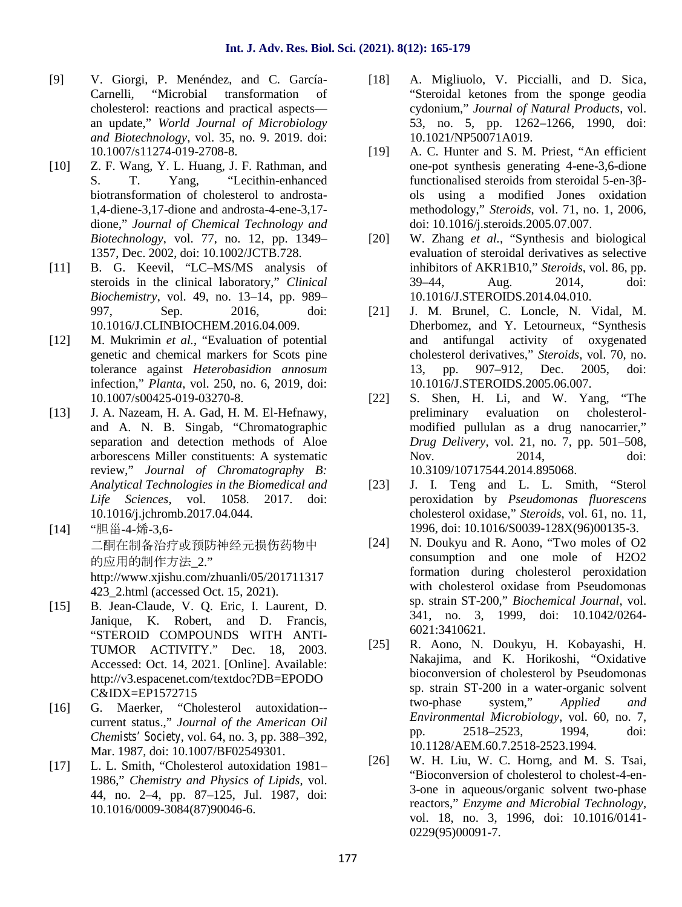[9] V. Giorgi, P. Menéndez, and C. García-Carnelli, "Microbial transformation of cholesterol: reactions and practical aspects—an update," *World Journal of Microbiology and Biotechnology*, vol. 35, no. 9. 2019. doi: 10.1007/s11274-019-2708-8.

[10] Z. F. Wang, Y. L. Huang, J. F. Rathman, and S. T. Yang, "Lecithin-enhanced biotransformation of cholesterol to androsta-1,4-diene-3,17-dione and androsta-4-ene-3,17-dione," *Journal of Chemical Technology and Biotechnology*, vol. 77, no. 12, pp. 1349–1357, Dec. 2002, doi: 10.1002/JCTB.728.

[11] B. G. Keevil, "LC–MS/MS analysis of steroids in the clinical laboratory," *Clinical Biochemistry*, vol. 49, no. 13–14, pp. 989–997, Sep. 2016, doi: 10.1016/J.CLINBIOCHEM.2016.04.009.

[12] M. Mukrimin *et al.*, "Evaluation of potential genetic and chemical markers for Scots pine tolerance against *Heterobasidion annosum* infection," *Planta*, vol. 250, no. 6, 2019, doi: 10.1007/s00425-019-03270-8.

[13] J. A. Nazeam, H. A. Gad, H. M. El-Hefnawy, and A. N. B. Singab, "Chromatographic separation and detection methods of Aloe arborescens Miller constituents: A systematic review," *Journal of Chromatography B: Analytical Technologies in the Biomedical and Life Sciences*, vol. 1058. 2017. doi: 10.1016/j.jchromb.2017.04.044.

[14] "胆甾-4-烯-3,6-二酮在制备治疗或预防神经元损伤药物中的应用的制作方法_2." http://www.xjishu.com/zhuanli/05/201711317423_2.html (accessed Oct. 15, 2021).

[15] B. Jean-Claude, V. Q. Eric, I. Laurent, D. Janique, K. Robert, and D. Francis, "STEROID COMPOUNDS WITH ANTI-TUMOR ACTIVITY." Dec. 18, 2003. Accessed: Oct. 14, 2021. [Online]. Available: http://v3.espacenet.com/textdoc?DB=EPODOC&IDX=EP1572715

[16] G. Maerker, "Cholesterol autoxidation--current status.," *Journal of the American Oil Chemists' Society*, vol. 64, no. 3, pp. 388–392, Mar. 1987, doi: 10.1007/BF02549301.

[17] L. L. Smith, "Cholesterol autoxidation 1981–1986," *Chemistry and Physics of Lipids*, vol. 44, no. 2–4, pp. 87–125, Jul. 1987, doi: 10.1016/0009-3084(87)90046-6.

[18] A. Migliuolo, V. Piccialli, and D. Sica, "Steroidal ketones from the sponge geodia cydonium," *Journal of Natural Products*, vol. 53, no. 5, pp. 1262–1266, 1990, doi: 10.1021/NP50071A019.

[19] A. C. Hunter and S. M. Priest, "An efficient one-pot synthesis generating 4-ene-3,6-dione functionalised steroids from steroidal 5-en-3β-ols using a modified Jones oxidation methodology," *Steroids*, vol. 71, no. 1, 2006, doi: 10.1016/j.steroids.2005.07.007.

[20] W. Zhang *et al.*, "Synthesis and biological evaluation of steroidal derivatives as selective inhibitors of AKR1B10," *Steroids*, vol. 86, pp. 39–44, Aug. 2014, doi: 10.1016/J.STEROIDS.2014.04.010.

[21] J. M. Brunel, C. Loncle, N. Vidal, M. Dherbomez, and Y. Letourneux, "Synthesis and antifungal activity of oxygenated cholesterol derivatives," *Steroids*, vol. 70, no. 13, pp. 907–912, Dec. 2005, doi: 10.1016/J.STEROIDS.2005.06.007.

[22] S. Shen, H. Li, and W. Yang, "The preliminary evaluation on cholesterol-modified pullulan as a drug nanocarrier," *Drug Delivery*, vol. 21, no. 7, pp. 501–508, Nov. 2014, doi: 10.3109/10717544.2014.895068.

[23] J. I. Teng and L. L. Smith, "Sterol peroxidation by *Pseudomonas fluorescens* cholesterol oxidase," *Steroids*, vol. 61, no. 11, 1996, doi: 10.1016/S0039-128X(96)00135-3.

[24] N. Doukyu and R. Aono, "Two moles of O2 consumption and one mole of H2O2 formation during cholesterol peroxidation with cholesterol oxidase from Pseudomonas sp. strain ST-200," *Biochemical Journal*, vol. 341, no. 3, 1999, doi: 10.1042/0264-6021:3410621.

[25] R. Aono, N. Doukyu, H. Kobayashi, H. Nakajima, and K. Horikoshi, "Oxidative bioconversion of cholesterol by Pseudomonas sp. strain ST-200 in a water-organic solvent two-phase system," *Applied and Environmental Microbiology*, vol. 60, no. 7, pp. 2518–2523, 1994, doi: 10.1128/AEM.60.7.2518-2523.1994.

[26] W. H. Liu, W. C. Horng, and M. S. Tsai, "Bioconversion of cholesterol to cholest-4-en-3-one in aqueous/organic solvent two-phase reactors," *Enzyme and Microbial Technology*, vol. 18, no. 3, 1996, doi: 10.1016/0141-0229(95)00091-7.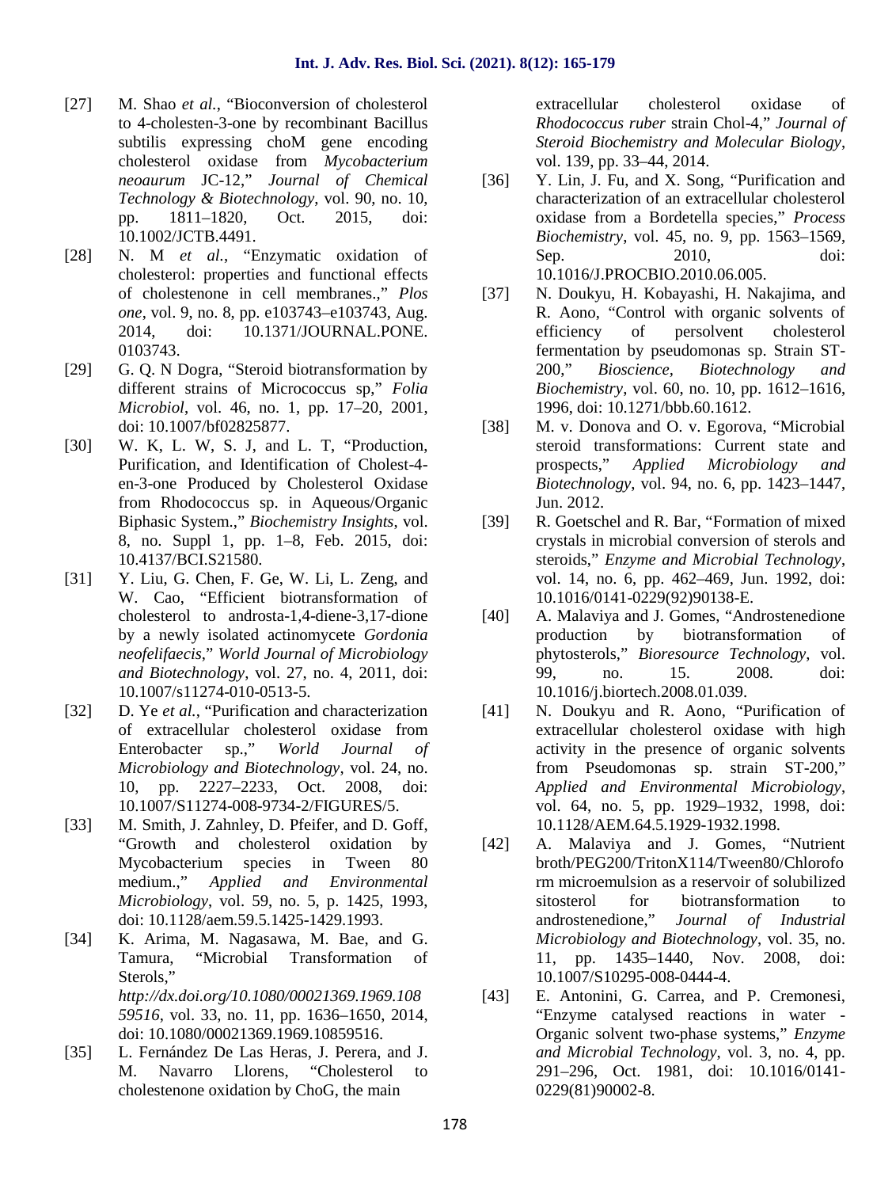[27] M. Shao *et al.*, "Bioconversion of cholesterol to 4-cholesten-3-one by recombinant Bacillus subtilis expressing choM gene encoding cholesterol oxidase from *Mycobacterium neoaurum* JC-12," *Journal of Chemical Technology & Biotechnology*, vol. 90, no. 10, pp. 1811–1820, Oct. 2015, doi: 10.1002/JCTB.4491.

[28] N. M *et al.*, "Enzymatic oxidation of cholesterol: properties and functional effects of cholestenone in cell membranes.," *Plos one*, vol. 9, no. 8, pp. e103743–e103743, Aug. 2014, doi: 10.1371/JOURNAL.PONE. 0103743.

[29] G. Q. N Dogra, "Steroid biotransformation by different strains of Micrococcus sp," *Folia Microbiol*, vol. 46, no. 1, pp. 17–20, 2001, doi: 10.1007/bf02825877.

[30] W. K, L. W, S. J, and L. T, "Production, Purification, and Identification of Cholest-4-en-3-one Produced by Cholesterol Oxidase from Rhodococcus sp. in Aqueous/Organic Biphasic System.," *Biochemistry Insights*, vol. 8, no. Suppl 1, pp. 1–8, Feb. 2015, doi: 10.4137/BCI.S21580.

[31] Y. Liu, G. Chen, F. Ge, W. Li, L. Zeng, and W. Cao, "Efficient biotransformation of cholesterol to androsta-1,4-diene-3,17-dione by a newly isolated actinomycete *Gordonia neofelifaecis*," *World Journal of Microbiology and Biotechnology*, vol. 27, no. 4, 2011, doi: 10.1007/s11274-010-0513-5.

[32] D. Ye *et al.*, "Purification and characterization of extracellular cholesterol oxidase from Enterobacter sp.," *World Journal of Microbiology and Biotechnology*, vol. 24, no. 10, pp. 2227–2233, Oct. 2008, doi: 10.1007/S11274-008-9734-2/FIGURES/5.

[33] M. Smith, J. Zahnley, D. Pfeifer, and D. Goff, "Growth and cholesterol oxidation by Mycobacterium species in Tween 80 medium.," *Applied and Environmental Microbiology*, vol. 59, no. 5, p. 1425, 1993, doi: 10.1128/aem.59.5.1425-1429.1993.

[34] K. Arima, M. Nagasawa, M. Bae, and G. Tamura, "Microbial Transformation of Sterols," *http://dx.doi.org/10.1080/00021369.1969.10859516*, vol. 33, no. 11, pp. 1636–1650, 2014, doi: 10.1080/00021369.1969.10859516.

[35] L. Fernández De Las Heras, J. Perera, and J. M. Navarro Llorens, "Cholesterol to cholestenone oxidation by ChoG, the main extracellular cholesterol oxidase of *Rhodococcus ruber* strain Chol-4," *Journal of Steroid Biochemistry and Molecular Biology*, vol. 139, pp. 33–44, 2014.

[36] Y. Lin, J. Fu, and X. Song, "Purification and characterization of an extracellular cholesterol oxidase from a Bordetella species," *Process Biochemistry*, vol. 45, no. 9, pp. 1563–1569, Sep. 2010, doi: 10.1016/J.PROCBIO.2010.06.005.

[37] N. Doukyu, H. Kobayashi, H. Nakajima, and R. Aono, "Control with organic solvents of efficiency of persolvent cholesterol fermentation by pseudomonas sp. Strain ST-200," *Bioscience, Biotechnology and Biochemistry*, vol. 60, no. 10, pp. 1612–1616, 1996, doi: 10.1271/bbb.60.1612.

[38] M. v. Donova and O. v. Egorova, "Microbial steroid transformations: Current state and prospects," *Applied Microbiology and Biotechnology*, vol. 94, no. 6, pp. 1423–1447, Jun. 2012.

[39] R. Goetschel and R. Bar, "Formation of mixed crystals in microbial conversion of sterols and steroids," *Enzyme and Microbial Technology*, vol. 14, no. 6, pp. 462–469, Jun. 1992, doi: 10.1016/0141-0229(92)90138-E.

[40] A. Malaviya and J. Gomes, "Androstenedione production by biotransformation of phytosterols," *Bioresource Technology*, vol. 99, no. 15. 2008. doi: 10.1016/j.biortech.2008.01.039.

[41] N. Doukyu and R. Aono, "Purification of extracellular cholesterol oxidase with high activity in the presence of organic solvents from Pseudomonas sp. strain ST-200," *Applied and Environmental Microbiology*, vol. 64, no. 5, pp. 1929–1932, 1998, doi: 10.1128/AEM.64.5.1929-1932.1998.

[42] A. Malaviya and J. Gomes, "Nutrient broth/PEG200/TritonX114/Tween80/Chloroform microemulsion as a reservoir of solubilized sitosterol for biotransformation to androstenedione," *Journal of Industrial Microbiology and Biotechnology*, vol. 35, no. 11, pp. 1435–1440, Nov. 2008, doi: 10.1007/S10295-008-0444-4.

[43] E. Antonini, G. Carrea, and P. Cremonesi, "Enzyme catalysed reactions in water - Organic solvent two-phase systems," *Enzyme and Microbial Technology*, vol. 3, no. 4, pp. 291–296, Oct. 1981, doi: 10.1016/0141-0229(81)90002-8.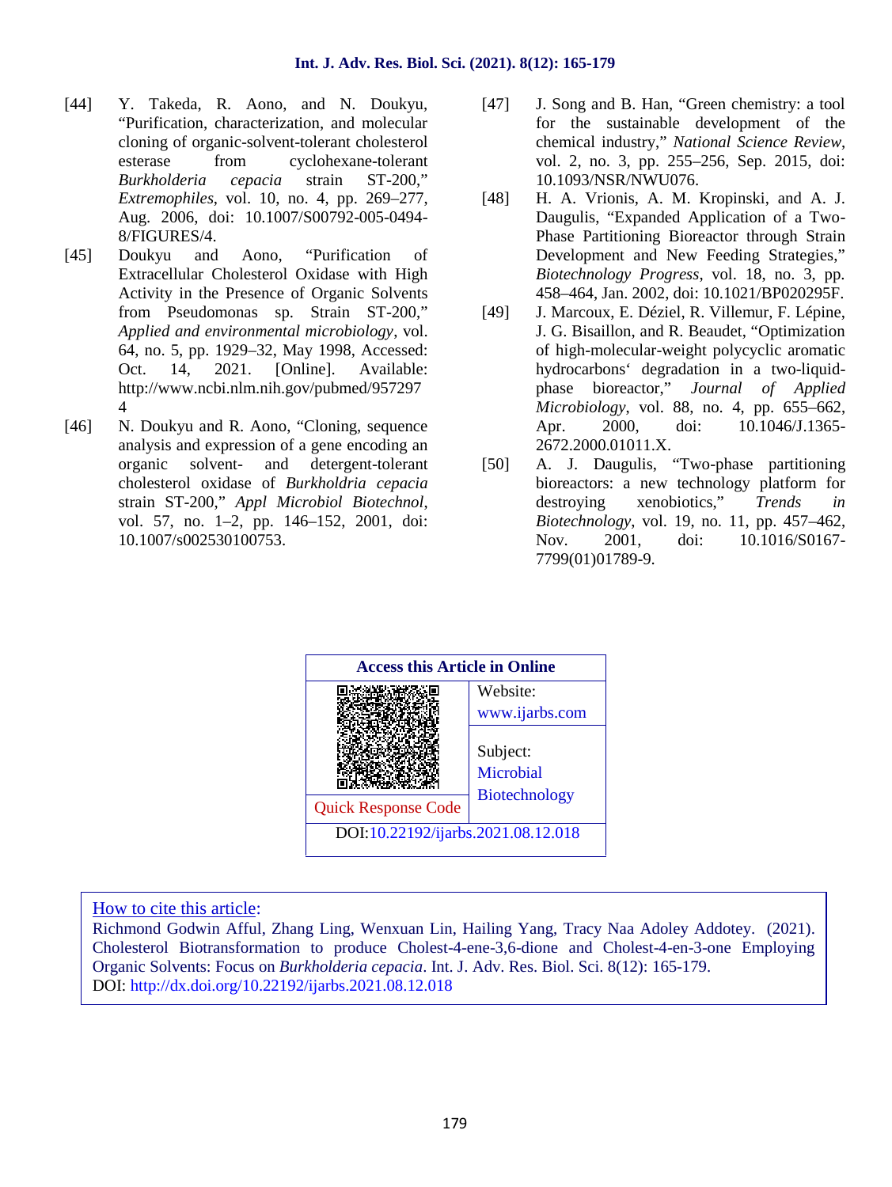[44] Y. Takeda, R. Aono, and N. Doukyu, "Purification, characterization, and molecular cloning of organic-solvent-tolerant cholesterol esterase from cyclohexane-tolerant *Burkholderia cepacia* strain ST-200," *Extremophiles*, vol. 10, no. 4, pp. 269–277, Aug. 2006, doi: 10.1007/S00792-005-0494-8/FIGURES/4.

[45] Doukyu and Aono, "Purification of Extracellular Cholesterol Oxidase with High Activity in the Presence of Organic Solvents from Pseudomonas sp. Strain ST-200," *Applied and environmental microbiology*, vol. 64, no. 5, pp. 1929–32, May 1998, Accessed: Oct. 14, 2021. [Online]. Available: http://www.ncbi.nlm.nih.gov/pubmed/9572974

[46] N. Doukyu and R. Aono, "Cloning, sequence analysis and expression of a gene encoding an organic solvent- and detergent-tolerant cholesterol oxidase of *Burkholdria cepacia* strain ST-200," *Appl Microbiol Biotechnol*, vol. 57, no. 1–2, pp. 146–152, 2001, doi: 10.1007/s002530100753.

[47] J. Song and B. Han, "Green chemistry: a tool for the sustainable development of the chemical industry," *National Science Review*, vol. 2, no. 3, pp. 255–256, Sep. 2015, doi: 10.1093/NSR/NWU076.

[48] H. A. Vrionis, A. M. Kropinski, and A. J. Daugulis, "Expanded Application of a Two-Phase Partitioning Bioreactor through Strain Development and New Feeding Strategies," *Biotechnology Progress*, vol. 18, no. 3, pp. 458–464, Jan. 2002, doi: 10.1021/BP020295F.

[49] J. Marcoux, E. Déziel, R. Villemur, F. Lépine, J. G. Bisaillon, and R. Beaudet, "Optimization of high-molecular-weight polycyclic aromatic hydrocarbons' degradation in a two-liquid-phase bioreactor," *Journal of Applied Microbiology*, vol. 88, no. 4, pp. 655–662, Apr. 2000, doi: 10.1046/J.1365-2672.2000.01011.X.

[50] A. J. Daugulis, "Two-phase partitioning bioreactors: a new technology platform for destroying xenobiotics," *Trends in Biotechnology*, vol. 19, no. 11, pp. 457–462, Nov. 2001, doi: 10.1016/S0167-7799(01)01789-9.

| Access this Article in Online | |
|---|---|
| Quick Response Code | Website: www.ijarbs.com |
| | Subject: Microbial Biotechnology |
| DOI:10.22192/ijarbs.2021.08.12.018 | |

**How to cite this article:**
Richmond Godwin Afful, Zhang Ling, Wenxuan Lin, Hailing Yang, Tracy Naa Adoley Addotey. (2021). Cholesterol Biotransformation to produce Cholest-4-ene-3,6-dione and Cholest-4-en-3-one Employing Organic Solvents: Focus on *Burkholderia cepacia*. Int. J. Adv. Res. Biol. Sci. 8(12): 165-179.
DOI: http://dx.doi.org/10.22192/ijarbs.2021.08.12.018